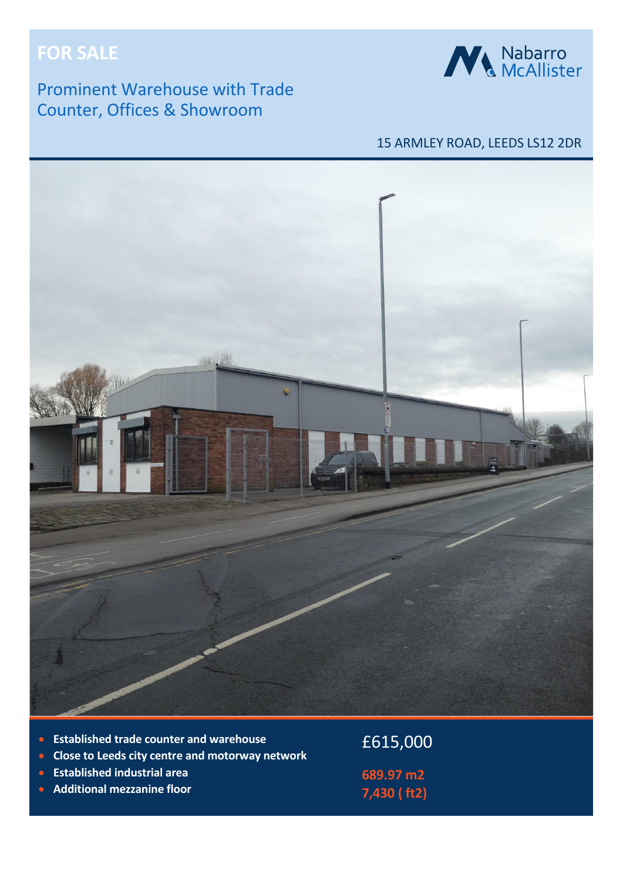# FOR SALE

## Prominent Warehouse with Trade Counter, Offices & Showroom

Nabarro McAllister

15 ARMLEY ROAD, LEEDS LS12 2DR

- **Established trade counter and warehouse**
- **Close to Leeds city centre and motorway network**
- **Established industrial area**
- **Additional mezzanine floor**

£615,000

**689.97 m2**

**7,430 ( ft2)**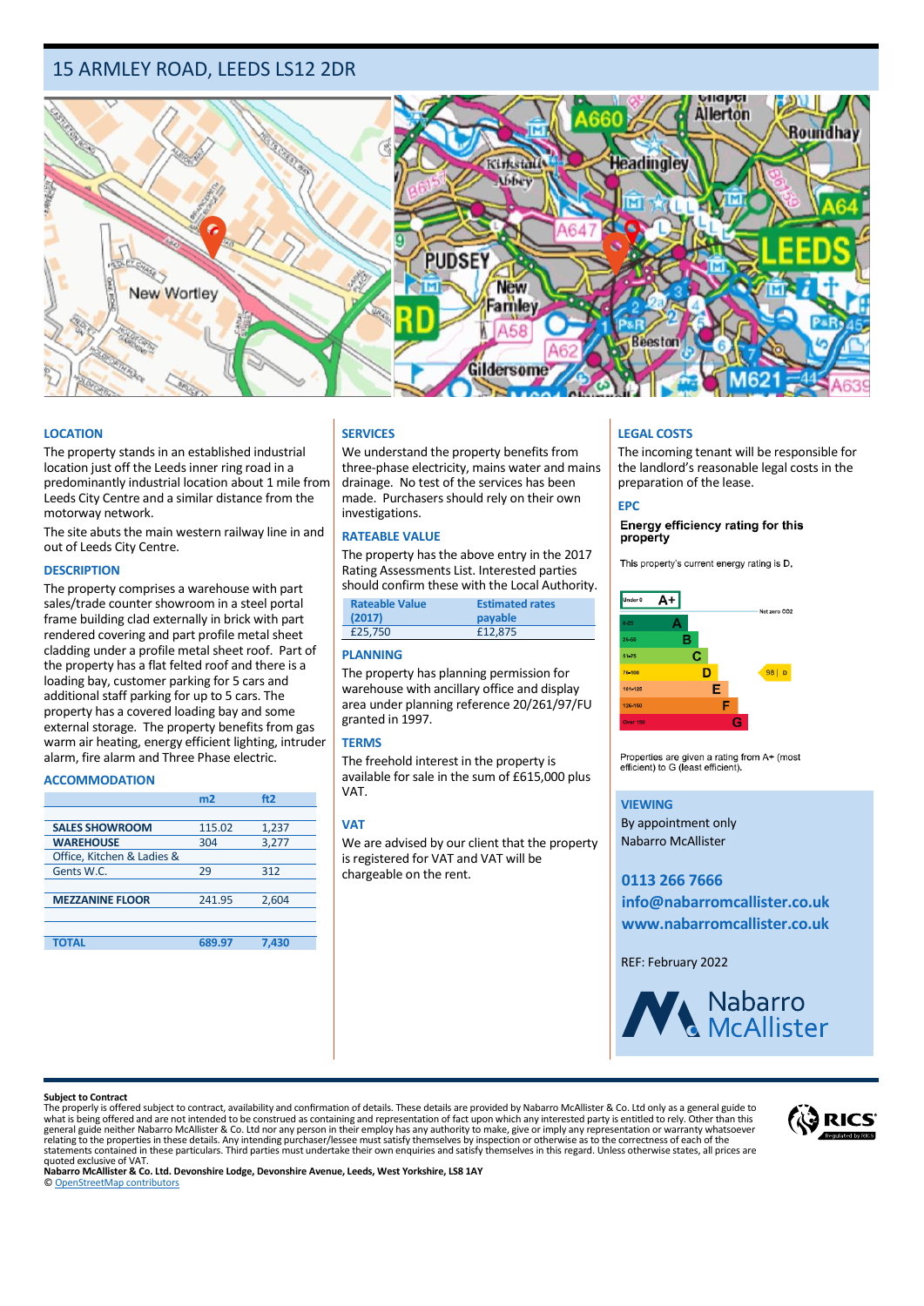# 15 ARMLEY ROAD, LEEDS LS12 2DR

## LOCATION

The property stands in an established industrial location just off the Leeds inner ring road in a predominantly industrial location about 1 mile from Leeds City Centre and a similar distance from the motorway network.

The site abuts the main western railway line in and out of Leeds City Centre.

## DESCRIPTION

The property comprises a warehouse with part sales/trade counter showroom in a steel portal frame building clad externally in brick with part rendered covering and part profile metal sheet cladding under a profile metal sheet roof. Part of the property has a flat felted roof and there is a loading bay, customer parking for 5 cars and additional staff parking for up to 5 cars. The property has a covered loading bay and some external storage. The property benefits from gas warm air heating, energy efficient lighting, intruder alarm, fire alarm and Three Phase electric.

## ACCOMMODATION

| | m2 | ft2 |
|---|---|---|
| **SALES SHOWROOM** | 115.02 | 1,237 |
| **WAREHOUSE** | 304 | 3,277 |
| Office, Kitchen & Ladies & Gents W.C. | 29 | 312 |
| **MEZZANINE FLOOR** | 241.95 | 2,604 |
| **TOTAL** | 689.97 | 7,430 |

## SERVICES

We understand the property benefits from three-phase electricity, mains water and mains drainage. No test of the services has been made. Purchasers should rely on their own investigations.

## RATEABLE VALUE

The property has the above entry in the 2017 Rating Assessments List. Interested parties should confirm these with the Local Authority.

| Rateable Value (2017) | Estimated rates payable |
|---|---|
| £25,750 | £12,875 |

## PLANNING

The property has planning permission for warehouse with ancillary office and display area under planning reference 20/261/97/FU granted in 1997.

## TERMS

The freehold interest in the property is available for sale in the sum of £615,000 plus VAT.

## VAT

We are advised by our client that the property is registered for VAT and VAT will be chargeable on the rent.

## LEGAL COSTS

The incoming tenant will be responsible for the landlord's reasonable legal costs in the preparation of the lease.

## EPC

**Energy efficiency rating for this property**

This property's current energy rating is D.

Under 0 A+
0-25 A
26-50 B
51-75 C
76-100 D
101-125 E
126-150 F
Over 150 G
Net zero CO2
98 | D

Properties are given a rating from A+ (most efficient) to G (least efficient).

## VIEWING

By appointment only
Nabarro McAllister

**0113 266 7666**
**info@nabarromcallister.co.uk**
**www.nabarromcallister.co.uk**

REF: February 2022

**Subject to Contract**
The property is offered subject to contract, availability and confirmation of details. These details are provided by Nabarro McAllister & Co. Ltd only as a general guide to what is being offered and are not intended to be construed as containing and representation of fact upon which any interested party is entitled to rely. Other than this general guide neither Nabarro McAllister & Co. Ltd nor any person in their employ has any authority to make, give or imply any representation or warranty whatsoever relating to the properties in these details. Any intending purchaser/lessee must satisfy themselves by inspection or otherwise as to the correctness of each of the statements contained in these particulars. Third parties must undertake their own enquiries and satisfy themselves in this regard. Unless otherwise states, all prices are quoted exclusive of VAT.
**Nabarro McAllister & Co. Ltd. Devonshire Lodge, Devonshire Avenue, Leeds, West Yorkshire, LS8 1AY**
© OpenStreetMap contributors